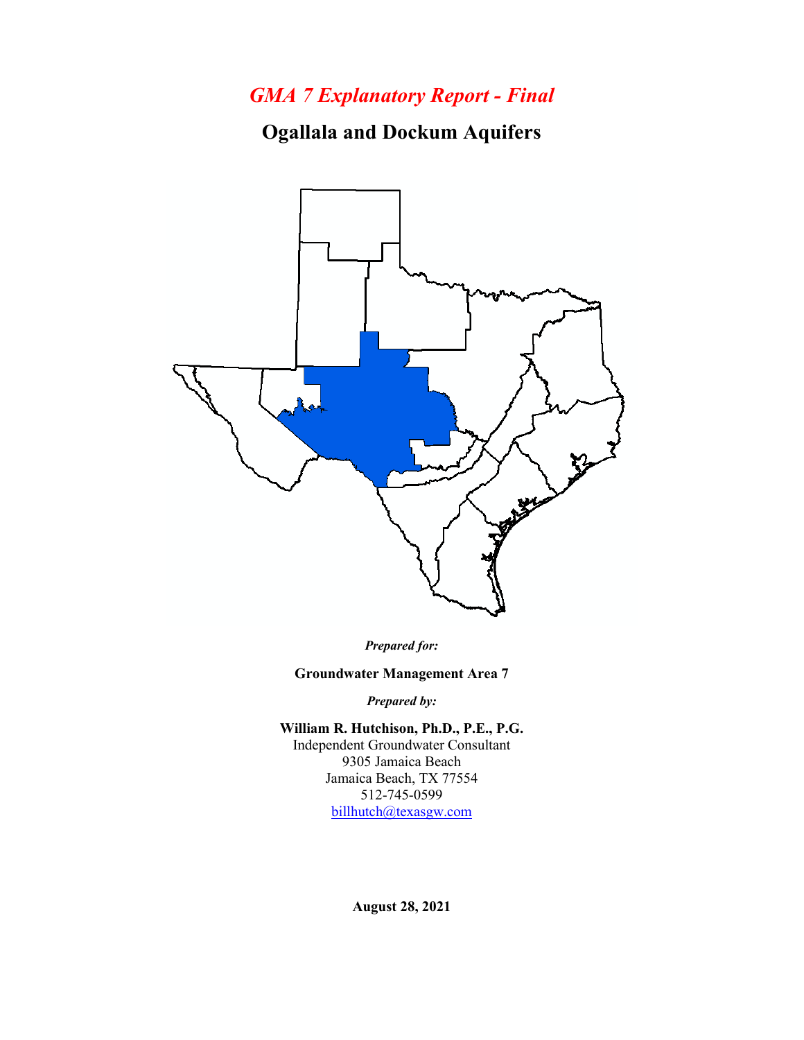# *GMA 7 Explanatory Report - Final*

## Ogallala and Dockum Aquifers

***Prepared for:***

**Groundwater Management Area 7**

***Prepared by:***

**William R. Hutchison, Ph.D., P.E., P.G.**
Independent Groundwater Consultant
9305 Jamaica Beach
Jamaica Beach, TX 77554
512-745-0599
billhutch@texasgw.com

**August 28, 2021**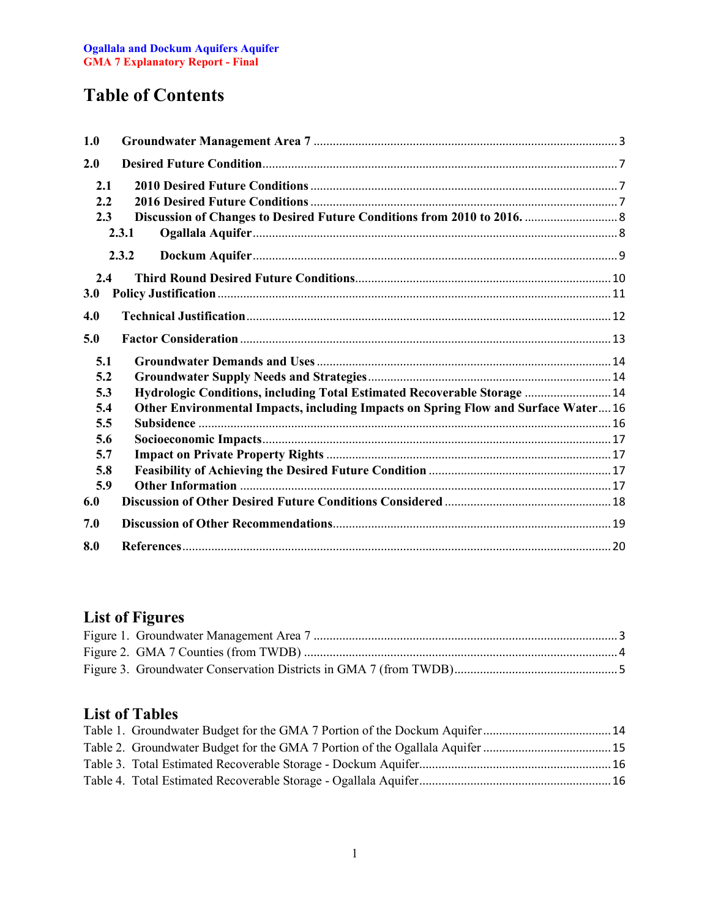# Table of Contents

- **1.0 Groundwater Management Area 7** ... 3
- **2.0 Desired Future Condition** ... 7
  - **2.1 2010 Desired Future Conditions** ... 7
  - **2.2 2016 Desired Future Conditions** ... 7
  - **2.3 Discussion of Changes to Desired Future Conditions from 2010 to 2016.** ... 8
    - **2.3.1 Ogallala Aquifer** ... 8
    - **2.3.2 Dockum Aquifer** ... 9
  - **2.4 Third Round Desired Future Conditions** ... 10
- **3.0 Policy Justification** ... 11
- **4.0 Technical Justification** ... 12
- **5.0 Factor Consideration** ... 13
  - **5.1 Groundwater Demands and Uses** ... 14
  - **5.2 Groundwater Supply Needs and Strategies** ... 14
  - **5.3 Hydrologic Conditions, including Total Estimated Recoverable Storage** ... 14
  - **5.4 Other Environmental Impacts, including Impacts on Spring Flow and Surface Water** ... 16
  - **5.5 Subsidence** ... 16
  - **5.6 Socioeconomic Impacts** ... 17
  - **5.7 Impact on Private Property Rights** ... 17
  - **5.8 Feasibility of Achieving the Desired Future Condition** ... 17
  - **5.9 Other Information** ... 17
- **6.0 Discussion of Other Desired Future Conditions Considered** ... 18
- **7.0 Discussion of Other Recommendations** ... 19
- **8.0 References** ... 20

# List of Figures

- Figure 1. Groundwater Management Area 7 ... 3
- Figure 2. GMA 7 Counties (from TWDB) ... 4
- Figure 3. Groundwater Conservation Districts in GMA 7 (from TWDB) ... 5

# List of Tables

- Table 1. Groundwater Budget for the GMA 7 Portion of the Dockum Aquifer ... 14
- Table 2. Groundwater Budget for the GMA 7 Portion of the Ogallala Aquifer ... 15
- Table 3. Total Estimated Recoverable Storage - Dockum Aquifer ... 16
- Table 4. Total Estimated Recoverable Storage - Ogallala Aquifer ... 16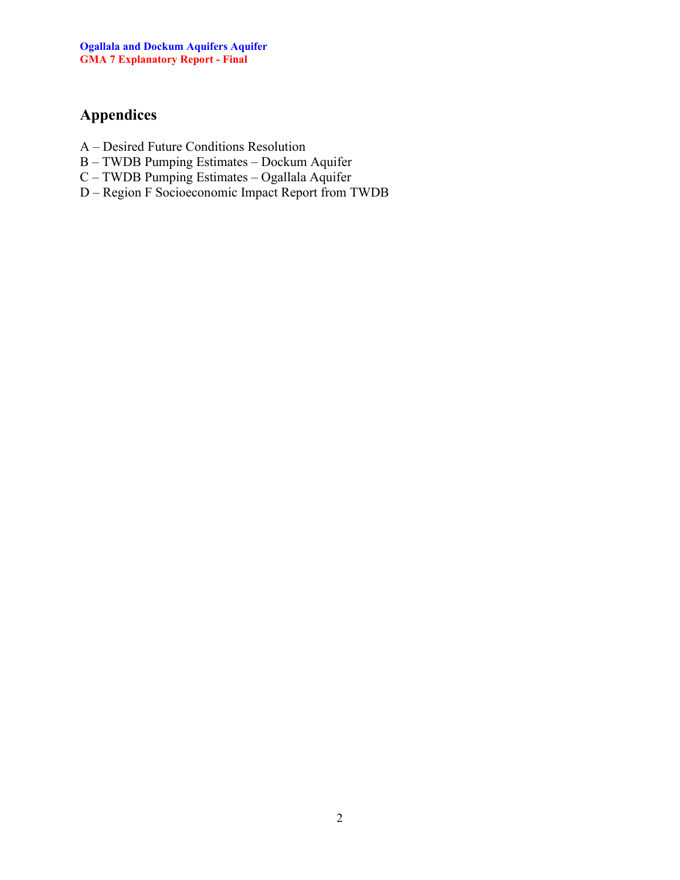## Appendices

A – Desired Future Conditions Resolution
B – TWDB Pumping Estimates – Dockum Aquifer
C – TWDB Pumping Estimates – Ogallala Aquifer
D – Region F Socioeconomic Impact Report from TWDB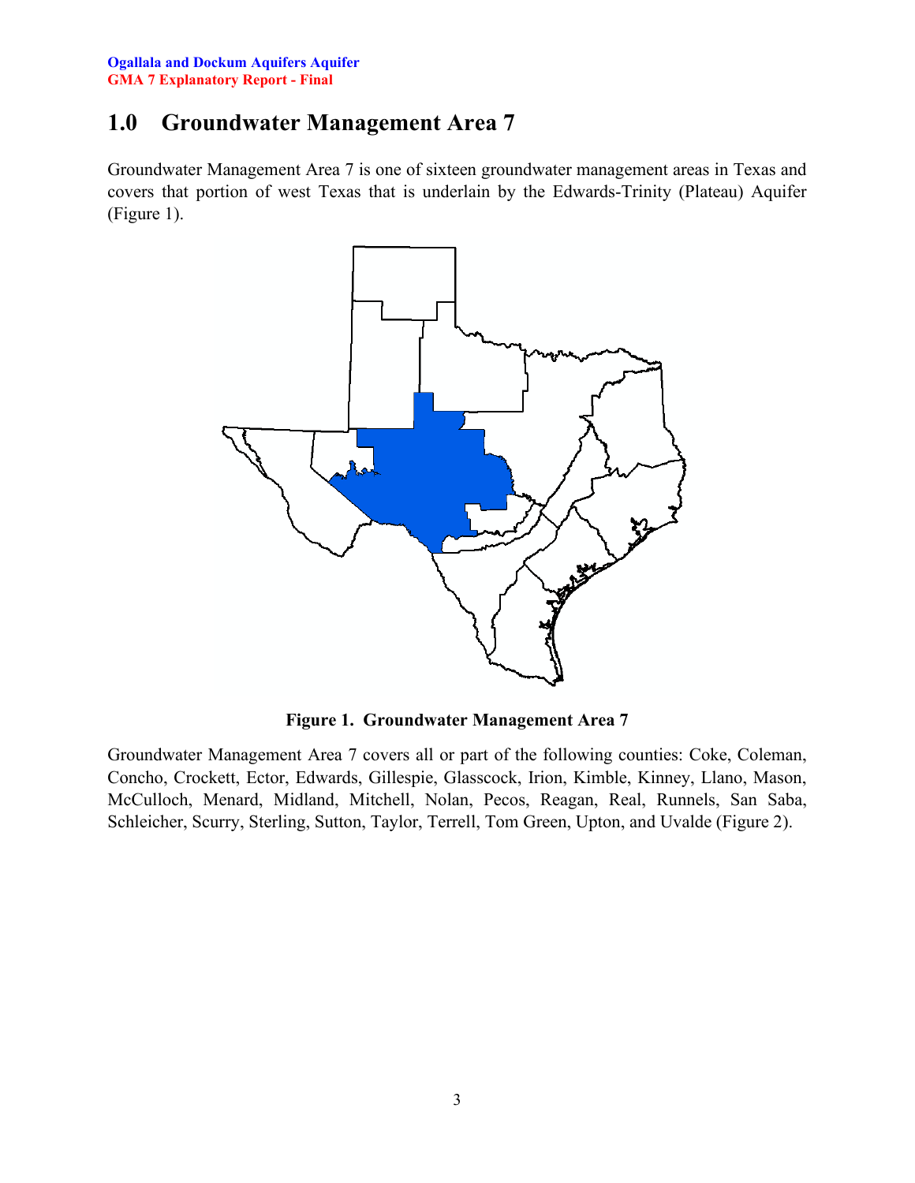# 1.0 Groundwater Management Area 7

Groundwater Management Area 7 is one of sixteen groundwater management areas in Texas and covers that portion of west Texas that is underlain by the Edwards-Trinity (Plateau) Aquifer (Figure 1).

**Figure 1. Groundwater Management Area 7**

Groundwater Management Area 7 covers all or part of the following counties: Coke, Coleman, Concho, Crockett, Ector, Edwards, Gillespie, Glasscock, Irion, Kimble, Kinney, Llano, Mason, McCulloch, Menard, Midland, Mitchell, Nolan, Pecos, Reagan, Real, Runnels, San Saba, Schleicher, Scurry, Sterling, Sutton, Taylor, Terrell, Tom Green, Upton, and Uvalde (Figure 2).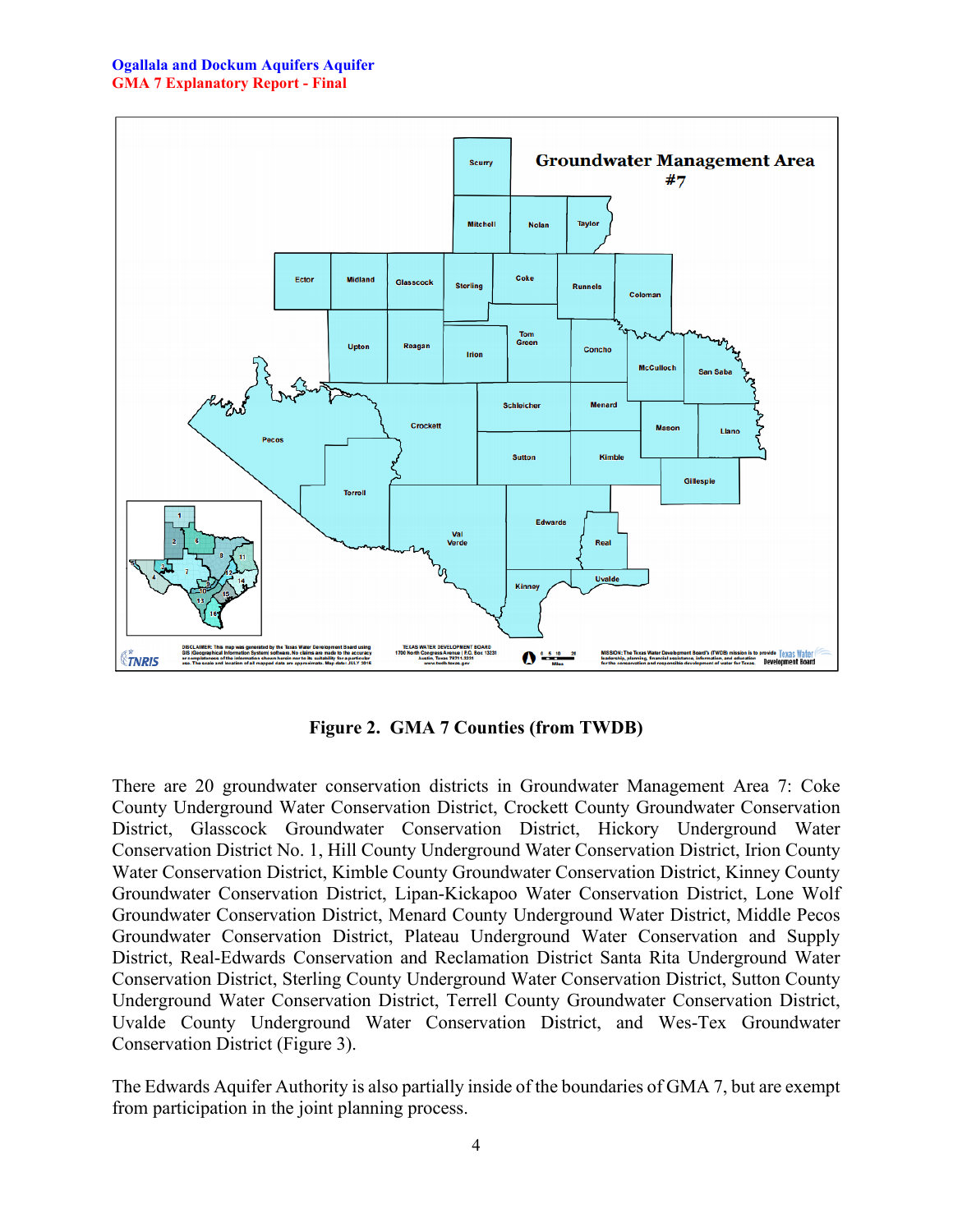**Figure 2. GMA 7 Counties (from TWDB)**

There are 20 groundwater conservation districts in Groundwater Management Area 7: Coke County Underground Water Conservation District, Crockett County Groundwater Conservation District, Glasscock Groundwater Conservation District, Hickory Underground Water Conservation District No. 1, Hill County Underground Water Conservation District, Irion County Water Conservation District, Kimble County Groundwater Conservation District, Kinney County Groundwater Conservation District, Lipan-Kickapoo Water Conservation District, Lone Wolf Groundwater Conservation District, Menard County Underground Water District, Middle Pecos Groundwater Conservation District, Plateau Underground Water Conservation and Supply District, Real-Edwards Conservation and Reclamation District Santa Rita Underground Water Conservation District, Sterling County Underground Water Conservation District, Sutton County Underground Water Conservation District, Terrell County Groundwater Conservation District, Uvalde County Underground Water Conservation District, and Wes-Tex Groundwater Conservation District (Figure 3).

The Edwards Aquifer Authority is also partially inside of the boundaries of GMA 7, but are exempt from participation in the joint planning process.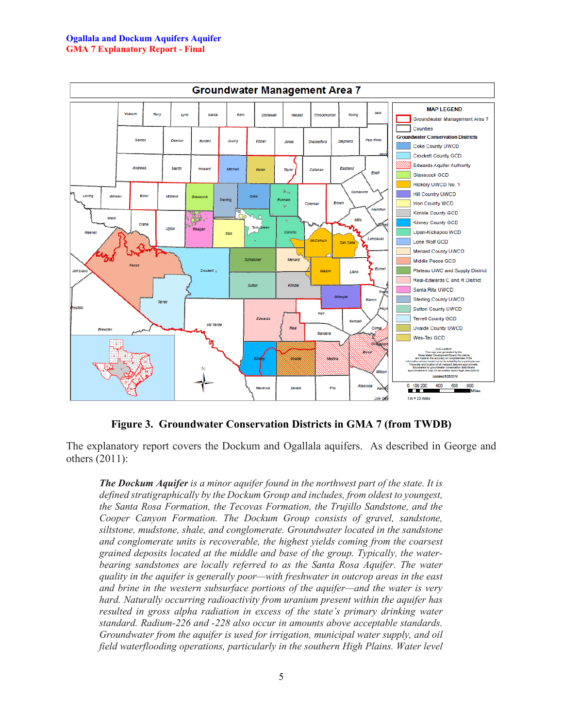**Figure 3. Groundwater Conservation Districts in GMA 7 (from TWDB)**

The explanatory report covers the Dockum and Ogallala aquifers. As described in George and others (2011):

> ***The Dockum Aquifer*** *is a minor aquifer found in the northwest part of the state. It is defined stratigraphically by the Dockum Group and includes, from oldest to youngest, the Santa Rosa Formation, the Tecovas Formation, the Trujillo Sandstone, and the Cooper Canyon Formation. The Dockum Group consists of gravel, sandstone, siltstone, mudstone, shale, and conglomerate. Groundwater located in the sandstone and conglomerate units is recoverable, the highest yields coming from the coarsest grained deposits located at the middle and base of the group. Typically, the water-bearing sandstones are locally referred to as the Santa Rosa Aquifer. The water quality in the aquifer is generally poor—with freshwater in outcrop areas in the east and brine in the western subsurface portions of the aquifer—and the water is very hard. Naturally occurring radioactivity from uranium present within the aquifer has resulted in gross alpha radiation in excess of the state's primary drinking water standard. Radium-226 and -228 also occur in amounts above acceptable standards. Groundwater from the aquifer is used for irrigation, municipal water supply, and oil field waterflooding operations, particularly in the southern High Plains. Water level*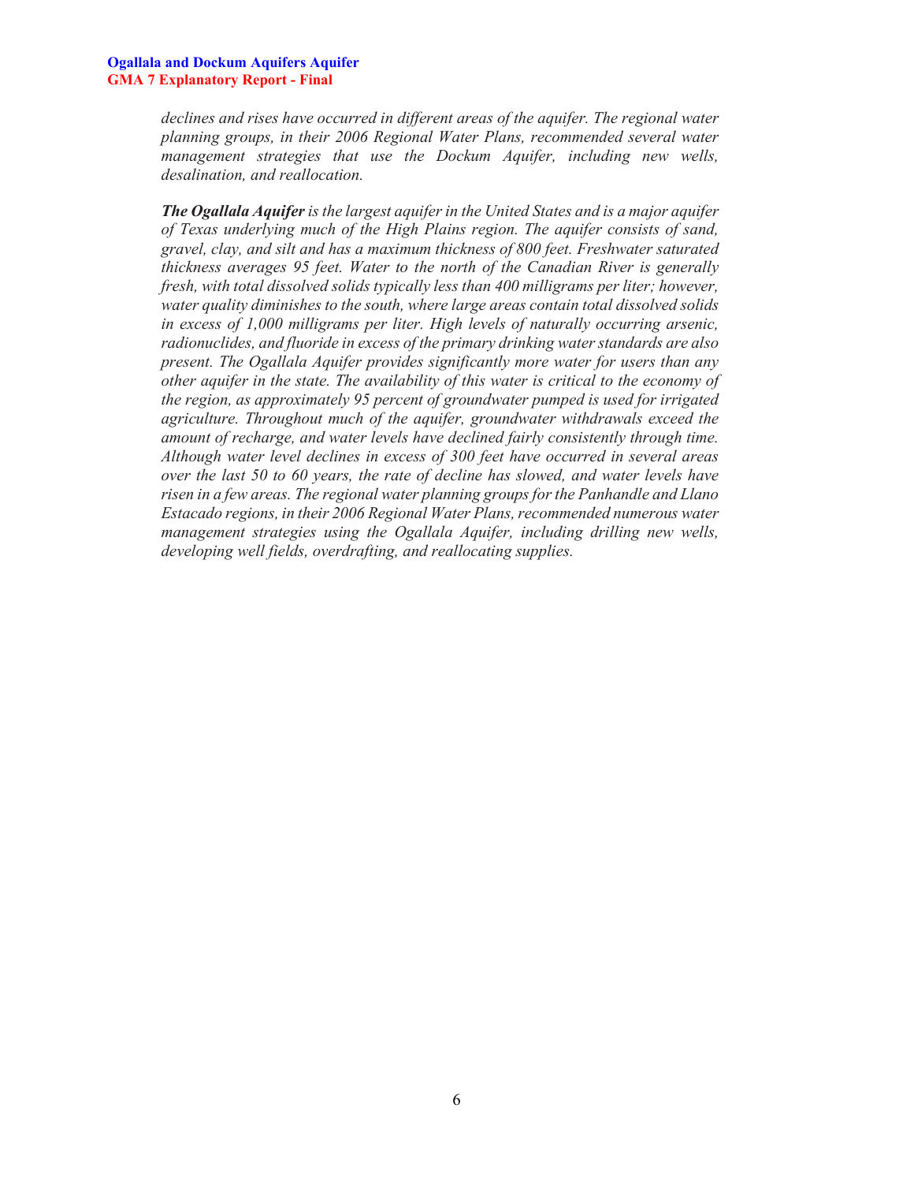*declines and rises have occurred in different areas of the aquifer. The regional water planning groups, in their 2006 Regional Water Plans, recommended several water management strategies that use the Dockum Aquifer, including new wells, desalination, and reallocation.*

***The Ogallala Aquifer*** *is the largest aquifer in the United States and is a major aquifer of Texas underlying much of the High Plains region. The aquifer consists of sand, gravel, clay, and silt and has a maximum thickness of 800 feet. Freshwater saturated thickness averages 95 feet. Water to the north of the Canadian River is generally fresh, with total dissolved solids typically less than 400 milligrams per liter; however, water quality diminishes to the south, where large areas contain total dissolved solids in excess of 1,000 milligrams per liter. High levels of naturally occurring arsenic, radionuclides, and fluoride in excess of the primary drinking water standards are also present. The Ogallala Aquifer provides significantly more water for users than any other aquifer in the state. The availability of this water is critical to the economy of the region, as approximately 95 percent of groundwater pumped is used for irrigated agriculture. Throughout much of the aquifer, groundwater withdrawals exceed the amount of recharge, and water levels have declined fairly consistently through time. Although water level declines in excess of 300 feet have occurred in several areas over the last 50 to 60 years, the rate of decline has slowed, and water levels have risen in a few areas. The regional water planning groups for the Panhandle and Llano Estacado regions, in their 2006 Regional Water Plans, recommended numerous water management strategies using the Ogallala Aquifer, including drilling new wells, developing well fields, overdrafting, and reallocating supplies.*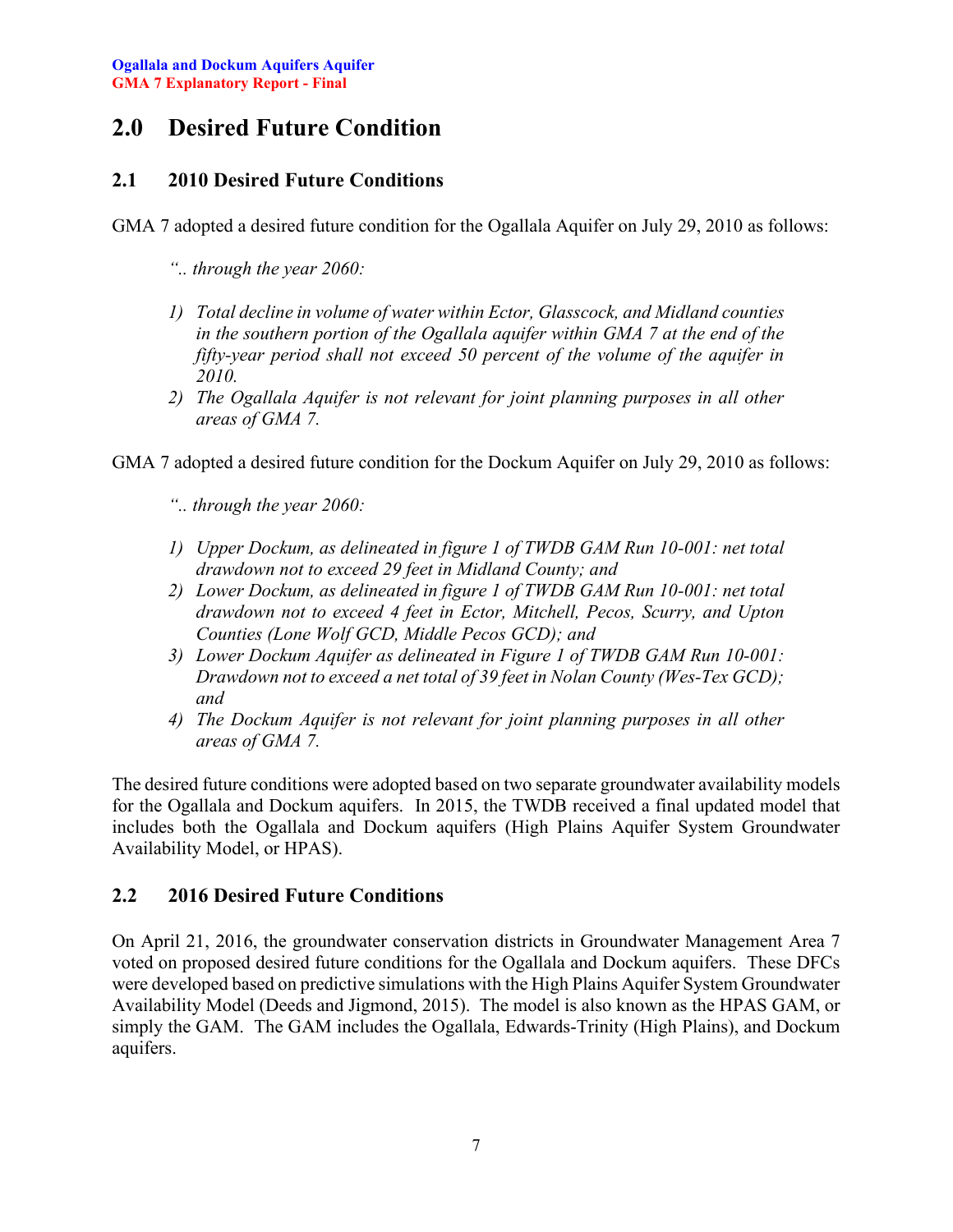# 2.0 Desired Future Condition

## 2.1 2010 Desired Future Conditions

GMA 7 adopted a desired future condition for the Ogallala Aquifer on July 29, 2010 as follows:

> *".. through the year 2060:*
>
> 1) *Total decline in volume of water within Ector, Glasscock, and Midland counties in the southern portion of the Ogallala aquifer within GMA 7 at the end of the fifty-year period shall not exceed 50 percent of the volume of the aquifer in 2010.*
> 2) *The Ogallala Aquifer is not relevant for joint planning purposes in all other areas of GMA 7.*

GMA 7 adopted a desired future condition for the Dockum Aquifer on July 29, 2010 as follows:

> *".. through the year 2060:*
>
> 1) *Upper Dockum, as delineated in figure 1 of TWDB GAM Run 10-001: net total drawdown not to exceed 29 feet in Midland County; and*
> 2) *Lower Dockum, as delineated in figure 1 of TWDB GAM Run 10-001: net total drawdown not to exceed 4 feet in Ector, Mitchell, Pecos, Scurry, and Upton Counties (Lone Wolf GCD, Middle Pecos GCD); and*
> 3) *Lower Dockum Aquifer as delineated in Figure 1 of TWDB GAM Run 10-001: Drawdown not to exceed a net total of 39 feet in Nolan County (Wes-Tex GCD); and*
> 4) *The Dockum Aquifer is not relevant for joint planning purposes in all other areas of GMA 7.*

The desired future conditions were adopted based on two separate groundwater availability models for the Ogallala and Dockum aquifers. In 2015, the TWDB received a final updated model that includes both the Ogallala and Dockum aquifers (High Plains Aquifer System Groundwater Availability Model, or HPAS).

## 2.2 2016 Desired Future Conditions

On April 21, 2016, the groundwater conservation districts in Groundwater Management Area 7 voted on proposed desired future conditions for the Ogallala and Dockum aquifers. These DFCs were developed based on predictive simulations with the High Plains Aquifer System Groundwater Availability Model (Deeds and Jigmond, 2015). The model is also known as the HPAS GAM, or simply the GAM. The GAM includes the Ogallala, Edwards-Trinity (High Plains), and Dockum aquifers.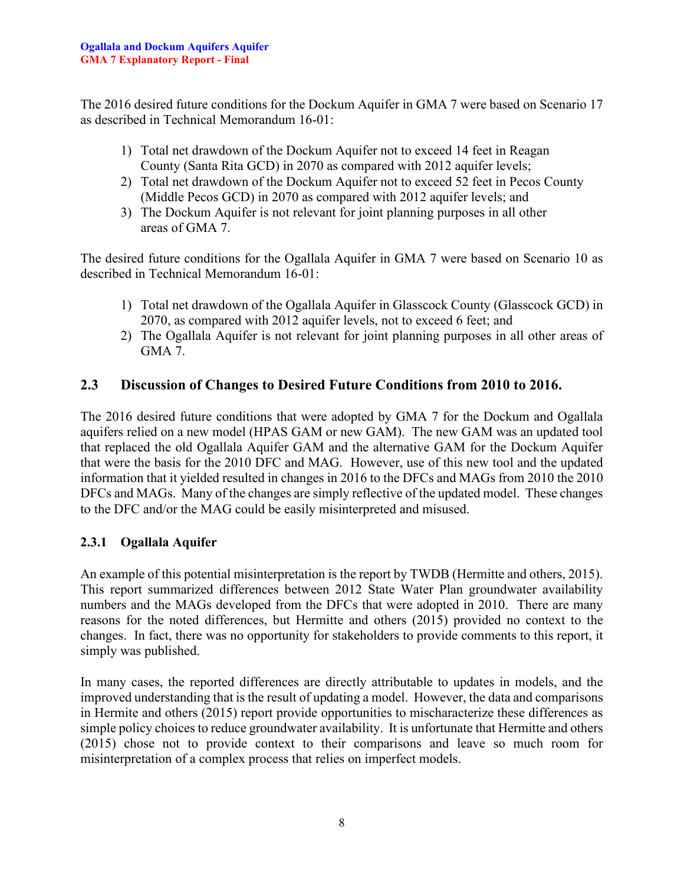The 2016 desired future conditions for the Dockum Aquifer in GMA 7 were based on Scenario 17 as described in Technical Memorandum 16-01:

1) Total net drawdown of the Dockum Aquifer not to exceed 14 feet in Reagan County (Santa Rita GCD) in 2070 as compared with 2012 aquifer levels;
2) Total net drawdown of the Dockum Aquifer not to exceed 52 feet in Pecos County (Middle Pecos GCD) in 2070 as compared with 2012 aquifer levels; and
3) The Dockum Aquifer is not relevant for joint planning purposes in all other areas of GMA 7.

The desired future conditions for the Ogallala Aquifer in GMA 7 were based on Scenario 10 as described in Technical Memorandum 16-01:

1) Total net drawdown of the Ogallala Aquifer in Glasscock County (Glasscock GCD) in 2070, as compared with 2012 aquifer levels, not to exceed 6 feet; and
2) The Ogallala Aquifer is not relevant for joint planning purposes in all other areas of GMA 7.

## 2.3 Discussion of Changes to Desired Future Conditions from 2010 to 2016.

The 2016 desired future conditions that were adopted by GMA 7 for the Dockum and Ogallala aquifers relied on a new model (HPAS GAM or new GAM). The new GAM was an updated tool that replaced the old Ogallala Aquifer GAM and the alternative GAM for the Dockum Aquifer that were the basis for the 2010 DFC and MAG. However, use of this new tool and the updated information that it yielded resulted in changes in 2016 to the DFCs and MAGs from 2010 the 2010 DFCs and MAGs. Many of the changes are simply reflective of the updated model. These changes to the DFC and/or the MAG could be easily misinterpreted and misused.

### 2.3.1 Ogallala Aquifer

An example of this potential misinterpretation is the report by TWDB (Hermitte and others, 2015). This report summarized differences between 2012 State Water Plan groundwater availability numbers and the MAGs developed from the DFCs that were adopted in 2010. There are many reasons for the noted differences, but Hermitte and others (2015) provided no context to the changes. In fact, there was no opportunity for stakeholders to provide comments to this report, it simply was published.

In many cases, the reported differences are directly attributable to updates in models, and the improved understanding that is the result of updating a model. However, the data and comparisons in Hermite and others (2015) report provide opportunities to mischaracterize these differences as simple policy choices to reduce groundwater availability. It is unfortunate that Hermite and others (2015) chose not to provide context to their comparisons and leave so much room for misinterpretation of a complex process that relies on imperfect models.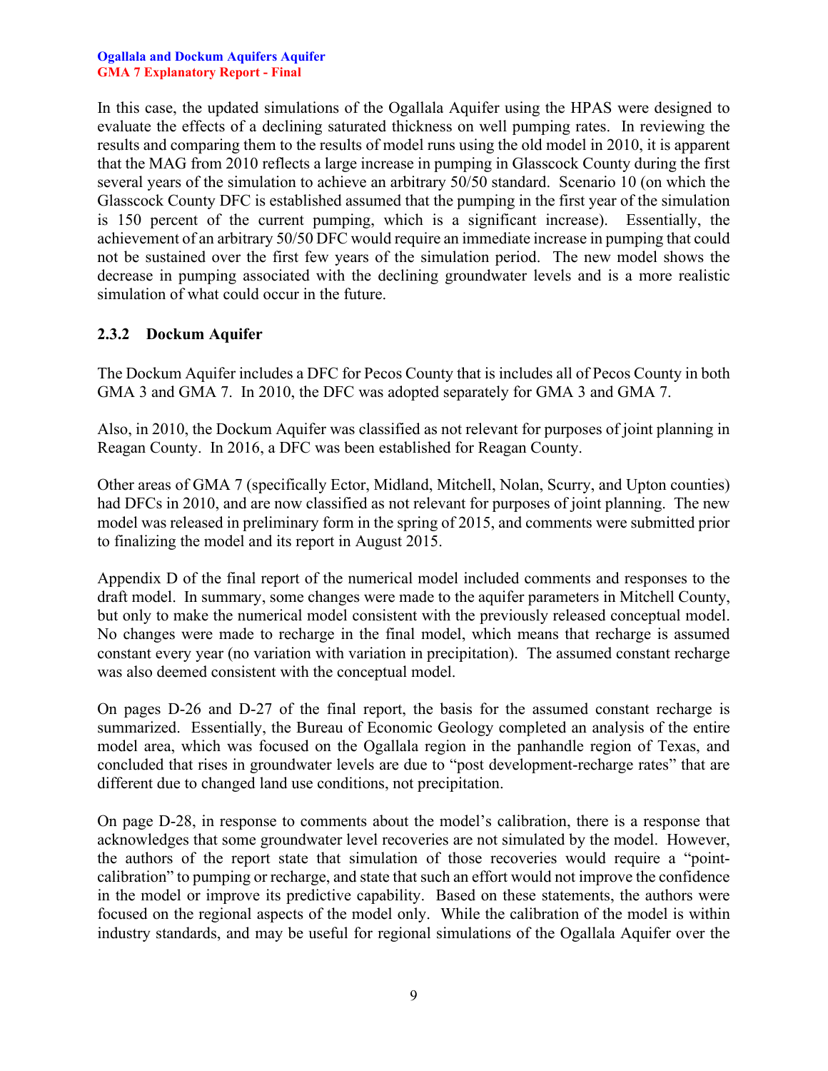In this case, the updated simulations of the Ogallala Aquifer using the HPAS were designed to evaluate the effects of a declining saturated thickness on well pumping rates. In reviewing the results and comparing them to the results of model runs using the old model in 2010, it is apparent that the MAG from 2010 reflects a large increase in pumping in Glasscock County during the first several years of the simulation to achieve an arbitrary 50/50 standard. Scenario 10 (on which the Glasscock County DFC is established assumed that the pumping in the first year of the simulation is 150 percent of the current pumping, which is a significant increase). Essentially, the achievement of an arbitrary 50/50 DFC would require an immediate increase in pumping that could not be sustained over the first few years of the simulation period. The new model shows the decrease in pumping associated with the declining groundwater levels and is a more realistic simulation of what could occur in the future.

### 2.3.2 Dockum Aquifer

The Dockum Aquifer includes a DFC for Pecos County that is includes all of Pecos County in both GMA 3 and GMA 7. In 2010, the DFC was adopted separately for GMA 3 and GMA 7.

Also, in 2010, the Dockum Aquifer was classified as not relevant for purposes of joint planning in Reagan County. In 2016, a DFC was been established for Reagan County.

Other areas of GMA 7 (specifically Ector, Midland, Mitchell, Nolan, Scurry, and Upton counties) had DFCs in 2010, and are now classified as not relevant for purposes of joint planning. The new model was released in preliminary form in the spring of 2015, and comments were submitted prior to finalizing the model and its report in August 2015.

Appendix D of the final report of the numerical model included comments and responses to the draft model. In summary, some changes were made to the aquifer parameters in Mitchell County, but only to make the numerical model consistent with the previously released conceptual model. No changes were made to recharge in the final model, which means that recharge is assumed constant every year (no variation with variation in precipitation). The assumed constant recharge was also deemed consistent with the conceptual model.

On pages D-26 and D-27 of the final report, the basis for the assumed constant recharge is summarized. Essentially, the Bureau of Economic Geology completed an analysis of the entire model area, which was focused on the Ogallala region in the panhandle region of Texas, and concluded that rises in groundwater levels are due to "post development-recharge rates" that are different due to changed land use conditions, not precipitation.

On page D-28, in response to comments about the model's calibration, there is a response that acknowledges that some groundwater level recoveries are not simulated by the model. However, the authors of the report state that simulation of those recoveries would require a "point-calibration" to pumping or recharge, and state that such an effort would not improve the confidence in the model or improve its predictive capability. Based on these statements, the authors were focused on the regional aspects of the model only. While the calibration of the model is within industry standards, and may be useful for regional simulations of the Ogallala Aquifer over the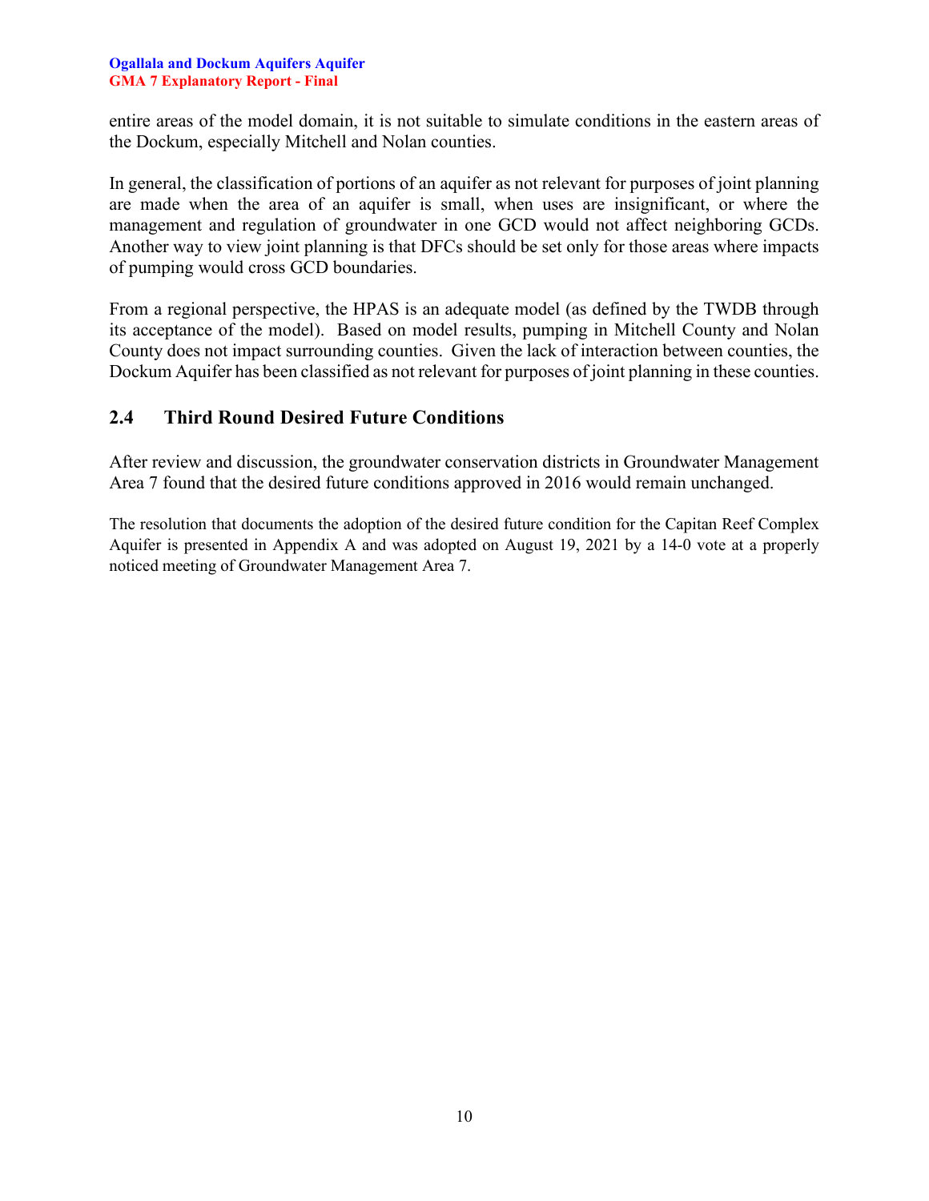entire areas of the model domain, it is not suitable to simulate conditions in the eastern areas of the Dockum, especially Mitchell and Nolan counties.

In general, the classification of portions of an aquifer as not relevant for purposes of joint planning are made when the area of an aquifer is small, when uses are insignificant, or where the management and regulation of groundwater in one GCD would not affect neighboring GCDs. Another way to view joint planning is that DFCs should be set only for those areas where impacts of pumping would cross GCD boundaries.

From a regional perspective, the HPAS is an adequate model (as defined by the TWDB through its acceptance of the model). Based on model results, pumping in Mitchell County and Nolan County does not impact surrounding counties. Given the lack of interaction between counties, the Dockum Aquifer has been classified as not relevant for purposes of joint planning in these counties.

## 2.4 Third Round Desired Future Conditions

After review and discussion, the groundwater conservation districts in Groundwater Management Area 7 found that the desired future conditions approved in 2016 would remain unchanged.

The resolution that documents the adoption of the desired future condition for the Capitan Reef Complex Aquifer is presented in Appendix A and was adopted on August 19, 2021 by a 14-0 vote at a properly noticed meeting of Groundwater Management Area 7.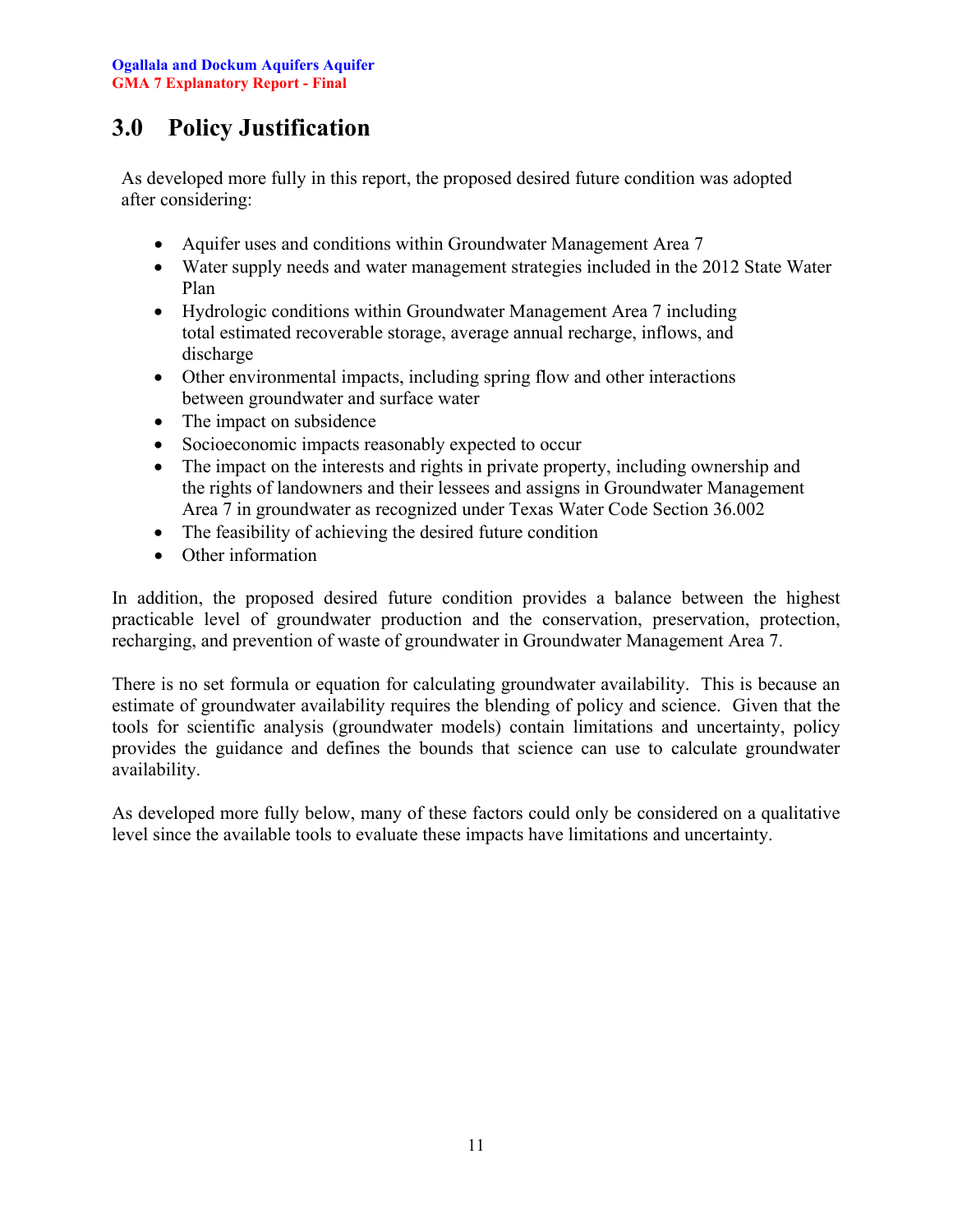# 3.0 Policy Justification

As developed more fully in this report, the proposed desired future condition was adopted after considering:

- Aquifer uses and conditions within Groundwater Management Area 7
- Water supply needs and water management strategies included in the 2012 State Water Plan
- Hydrologic conditions within Groundwater Management Area 7 including total estimated recoverable storage, average annual recharge, inflows, and discharge
- Other environmental impacts, including spring flow and other interactions between groundwater and surface water
- The impact on subsidence
- Socioeconomic impacts reasonably expected to occur
- The impact on the interests and rights in private property, including ownership and the rights of landowners and their lessees and assigns in Groundwater Management Area 7 in groundwater as recognized under Texas Water Code Section 36.002
- The feasibility of achieving the desired future condition
- Other information

In addition, the proposed desired future condition provides a balance between the highest practicable level of groundwater production and the conservation, preservation, protection, recharging, and prevention of waste of groundwater in Groundwater Management Area 7.

There is no set formula or equation for calculating groundwater availability. This is because an estimate of groundwater availability requires the blending of policy and science. Given that the tools for scientific analysis (groundwater models) contain limitations and uncertainty, policy provides the guidance and defines the bounds that science can use to calculate groundwater availability.

As developed more fully below, many of these factors could only be considered on a qualitative level since the available tools to evaluate these impacts have limitations and uncertainty.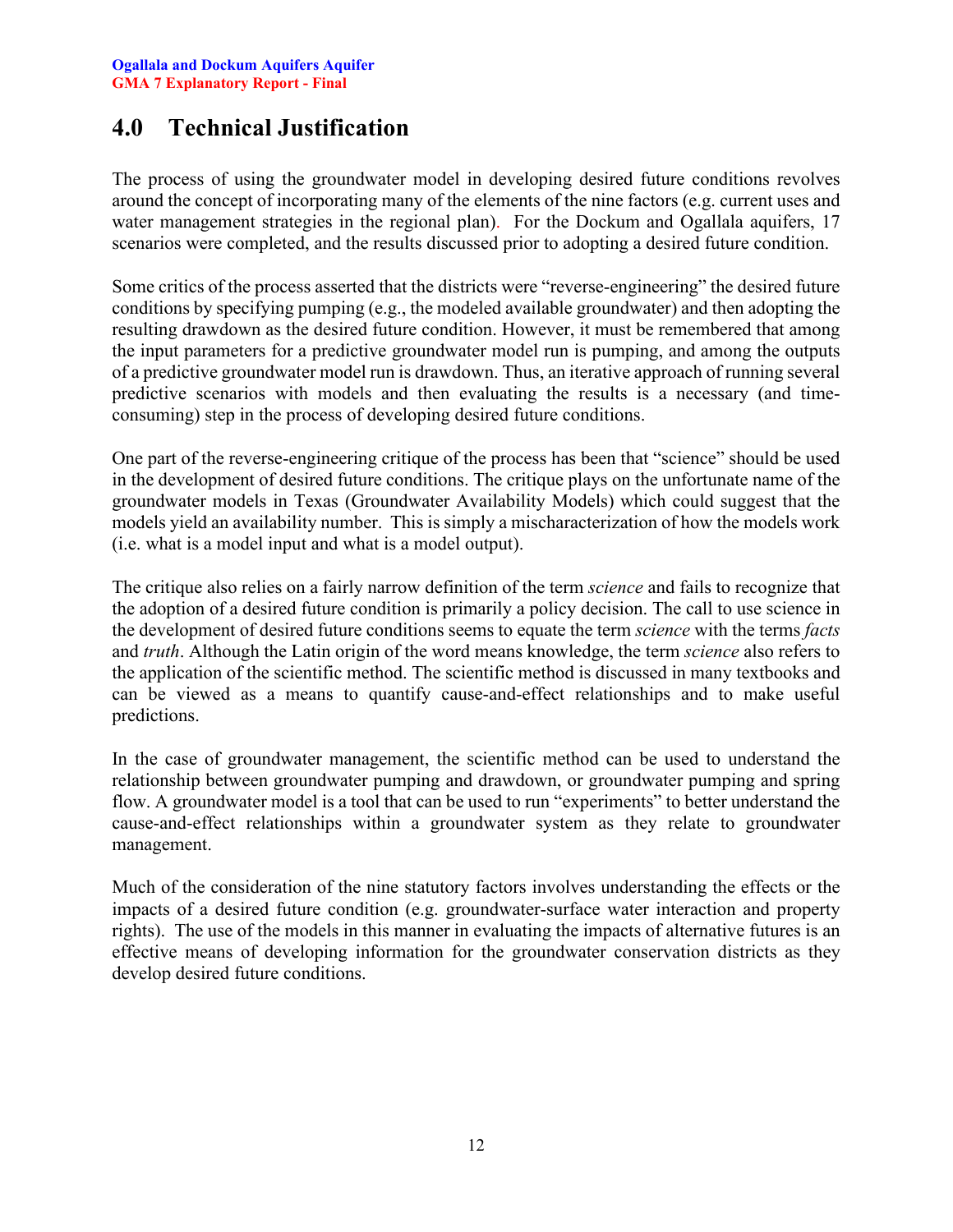## 4.0 Technical Justification

The process of using the groundwater model in developing desired future conditions revolves around the concept of incorporating many of the elements of the nine factors (e.g. current uses and water management strategies in the regional plan). For the Dockum and Ogallala aquifers, 17 scenarios were completed, and the results discussed prior to adopting a desired future condition.

Some critics of the process asserted that the districts were "reverse-engineering" the desired future conditions by specifying pumping (e.g., the modeled available groundwater) and then adopting the resulting drawdown as the desired future condition. However, it must be remembered that among the input parameters for a predictive groundwater model run is pumping, and among the outputs of a predictive groundwater model run is drawdown. Thus, an iterative approach of running several predictive scenarios with models and then evaluating the results is a necessary (and time-consuming) step in the process of developing desired future conditions.

One part of the reverse-engineering critique of the process has been that "science" should be used in the development of desired future conditions. The critique plays on the unfortunate name of the groundwater models in Texas (Groundwater Availability Models) which could suggest that the models yield an availability number. This is simply a mischaracterization of how the models work (i.e. what is a model input and what is a model output).

The critique also relies on a fairly narrow definition of the term *science* and fails to recognize that the adoption of a desired future condition is primarily a policy decision. The call to use science in the development of desired future conditions seems to equate the term *science* with the terms *facts* and *truth*. Although the Latin origin of the word means knowledge, the term *science* also refers to the application of the scientific method. The scientific method is discussed in many textbooks and can be viewed as a means to quantify cause-and-effect relationships and to make useful predictions.

In the case of groundwater management, the scientific method can be used to understand the relationship between groundwater pumping and drawdown, or groundwater pumping and spring flow. A groundwater model is a tool that can be used to run "experiments" to better understand the cause-and-effect relationships within a groundwater system as they relate to groundwater management.

Much of the consideration of the nine statutory factors involves understanding the effects or the impacts of a desired future condition (e.g. groundwater-surface water interaction and property rights). The use of the models in this manner in evaluating the impacts of alternative futures is an effective means of developing information for the groundwater conservation districts as they develop desired future conditions.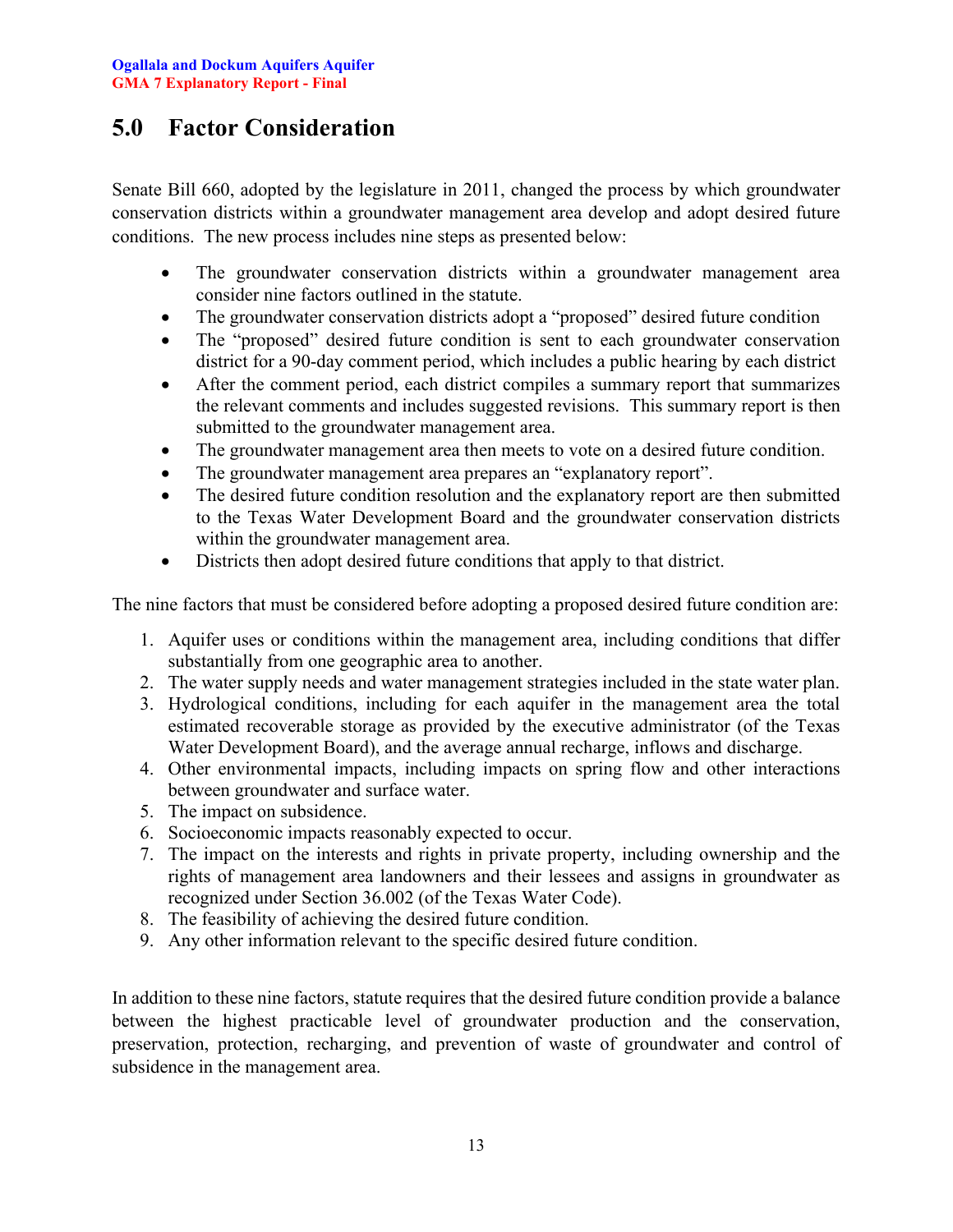# 5.0 Factor Consideration

Senate Bill 660, adopted by the legislature in 2011, changed the process by which groundwater conservation districts within a groundwater management area develop and adopt desired future conditions. The new process includes nine steps as presented below:

- The groundwater conservation districts within a groundwater management area consider nine factors outlined in the statute.
- The groundwater conservation districts adopt a "proposed" desired future condition
- The "proposed" desired future condition is sent to each groundwater conservation district for a 90-day comment period, which includes a public hearing by each district
- After the comment period, each district compiles a summary report that summarizes the relevant comments and includes suggested revisions. This summary report is then submitted to the groundwater management area.
- The groundwater management area then meets to vote on a desired future condition.
- The groundwater management area prepares an "explanatory report".
- The desired future condition resolution and the explanatory report are then submitted to the Texas Water Development Board and the groundwater conservation districts within the groundwater management area.
- Districts then adopt desired future conditions that apply to that district.

The nine factors that must be considered before adopting a proposed desired future condition are:

1. Aquifer uses or conditions within the management area, including conditions that differ substantially from one geographic area to another.
2. The water supply needs and water management strategies included in the state water plan.
3. Hydrological conditions, including for each aquifer in the management area the total estimated recoverable storage as provided by the executive administrator (of the Texas Water Development Board), and the average annual recharge, inflows and discharge.
4. Other environmental impacts, including impacts on spring flow and other interactions between groundwater and surface water.
5. The impact on subsidence.
6. Socioeconomic impacts reasonably expected to occur.
7. The impact on the interests and rights in private property, including ownership and the rights of management area landowners and their lessees and assigns in groundwater as recognized under Section 36.002 (of the Texas Water Code).
8. The feasibility of achieving the desired future condition.
9. Any other information relevant to the specific desired future condition.

In addition to these nine factors, statute requires that the desired future condition provide a balance between the highest practicable level of groundwater production and the conservation, preservation, protection, recharging, and prevention of waste of groundwater and control of subsidence in the management area.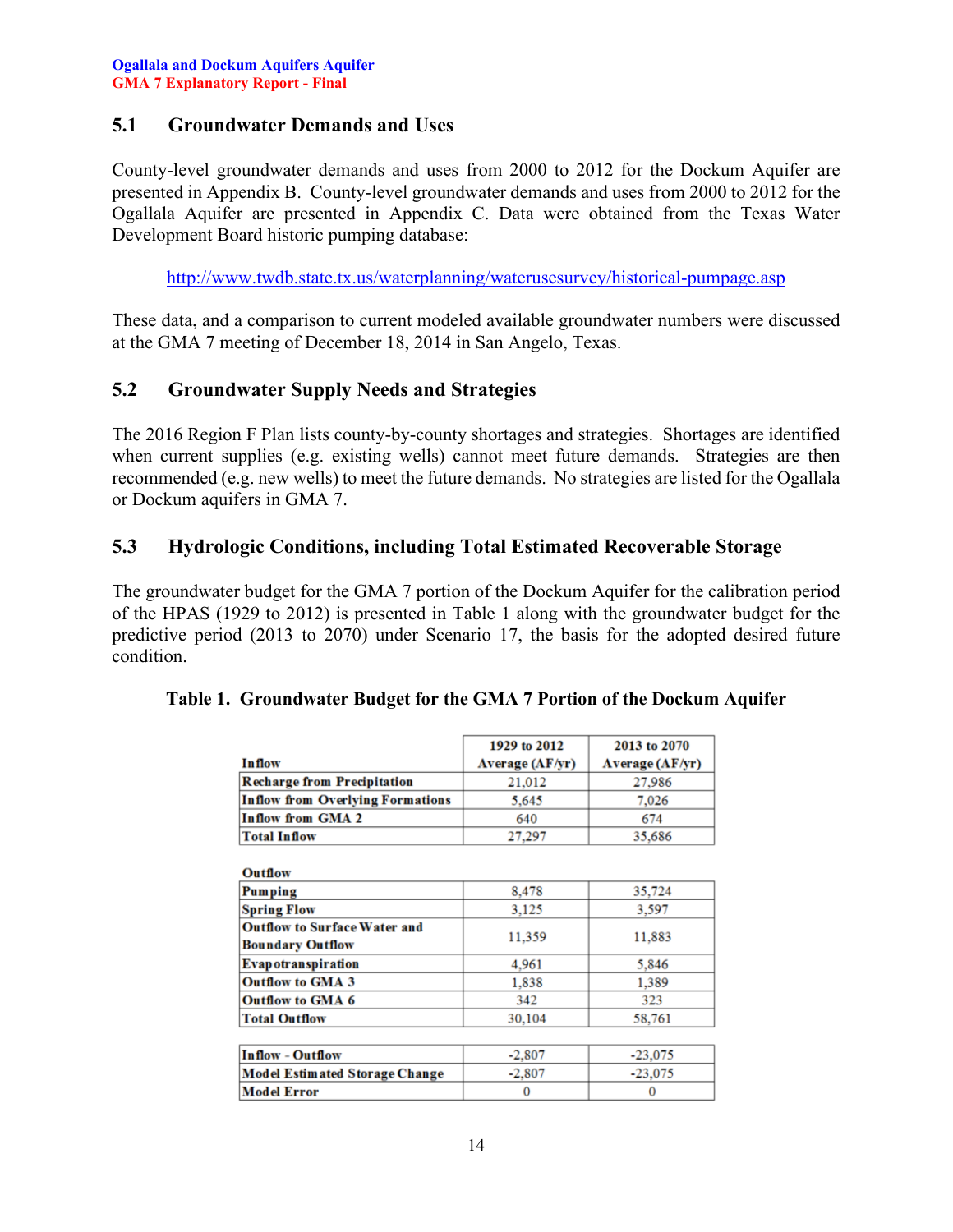## 5.1 Groundwater Demands and Uses

County-level groundwater demands and uses from 2000 to 2012 for the Dockum Aquifer are presented in Appendix B. County-level groundwater demands and uses from 2000 to 2012 for the Ogallala Aquifer are presented in Appendix C. Data were obtained from the Texas Water Development Board historic pumping database:

http://www.twdb.state.tx.us/waterplanning/waterusesurvey/historical-pumpage.asp

These data, and a comparison to current modeled available groundwater numbers were discussed at the GMA 7 meeting of December 18, 2014 in San Angelo, Texas.

## 5.2 Groundwater Supply Needs and Strategies

The 2016 Region F Plan lists county-by-county shortages and strategies. Shortages are identified when current supplies (e.g. existing wells) cannot meet future demands. Strategies are then recommended (e.g. new wells) to meet the future demands. No strategies are listed for the Ogallala or Dockum aquifers in GMA 7.

## 5.3 Hydrologic Conditions, including Total Estimated Recoverable Storage

The groundwater budget for the GMA 7 portion of the Dockum Aquifer for the calibration period of the HPAS (1929 to 2012) is presented in Table 1 along with the groundwater budget for the predictive period (2013 to 2070) under Scenario 17, the basis for the adopted desired future condition.

**Table 1. Groundwater Budget for the GMA 7 Portion of the Dockum Aquifer**

| Inflow | 1929 to 2012 Average (AF/yr) | 2013 to 2070 Average (AF/yr) |
|---|---|---|
| Recharge from Precipitation | 21,012 | 27,986 |
| Inflow from Overlying Formations | 5,645 | 7,026 |
| Inflow from GMA 2 | 640 | 674 |
| Total Inflow | 27,297 | 35,686 |
| **Outflow** | | |
| Pumping | 8,478 | 35,724 |
| Spring Flow | 3,125 | 3,597 |
| Outflow to Surface Water and Boundary Outflow | 11,359 | 11,883 |
| Evapotranspiration | 4,961 | 5,846 |
| Outflow to GMA 3 | 1,838 | 1,389 |
| Outflow to GMA 6 | 342 | 323 |
| Total Outflow | 30,104 | 58,761 |
| | | |
| Inflow - Outflow | -2,807 | -23,075 |
| Model Estimated Storage Change | -2,807 | -23,075 |
| Model Error | 0 | 0 |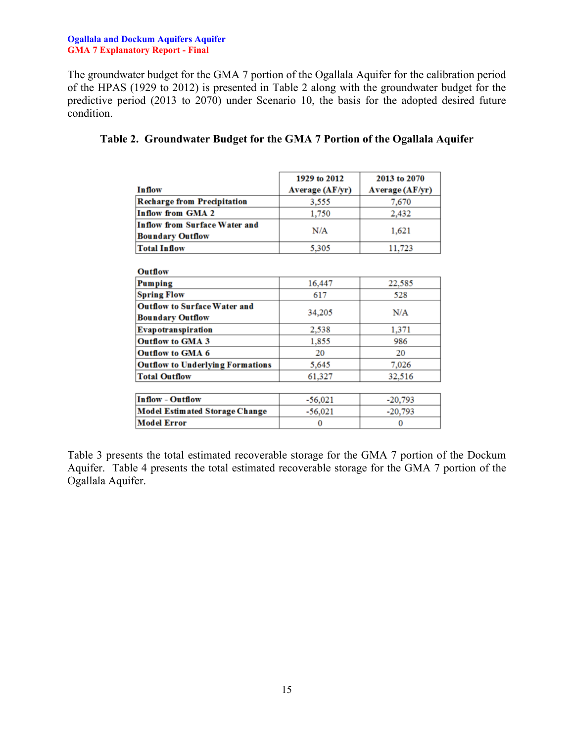The groundwater budget for the GMA 7 portion of the Ogallala Aquifer for the calibration period of the HPAS (1929 to 2012) is presented in Table 2 along with the groundwater budget for the predictive period (2013 to 2070) under Scenario 10, the basis for the adopted desired future condition.

**Table 2. Groundwater Budget for the GMA 7 Portion of the Ogallala Aquifer**

| Inflow | 1929 to 2012 Average (AF/yr) | 2013 to 2070 Average (AF/yr) |
|---|---|---|
| Recharge from Precipitation | 3,555 | 7,670 |
| Inflow from GMA 2 | 1,750 | 2,432 |
| Inflow from Surface Water and Boundary Outflow | N/A | 1,621 |
| Total Inflow | 5,305 | 11,723 |
| **Outflow** | | |
| Pumping | 16,447 | 22,585 |
| Spring Flow | 617 | 528 |
| Outflow to Surface Water and Boundary Outflow | 34,205 | N/A |
| Evapotranspiration | 2,538 | 1,371 |
| Outflow to GMA 3 | 1,855 | 986 |
| Outflow to GMA 6 | 20 | 20 |
| Outflow to Underlying Formations | 5,645 | 7,026 |
| Total Outflow | 61,327 | 32,516 |
| | | |
| Inflow - Outflow | -56,021 | -20,793 |
| Model Estimated Storage Change | -56,021 | -20,793 |
| Model Error | 0 | 0 |

Table 3 presents the total estimated recoverable storage for the GMA 7 portion of the Dockum Aquifer. Table 4 presents the total estimated recoverable storage for the GMA 7 portion of the Ogallala Aquifer.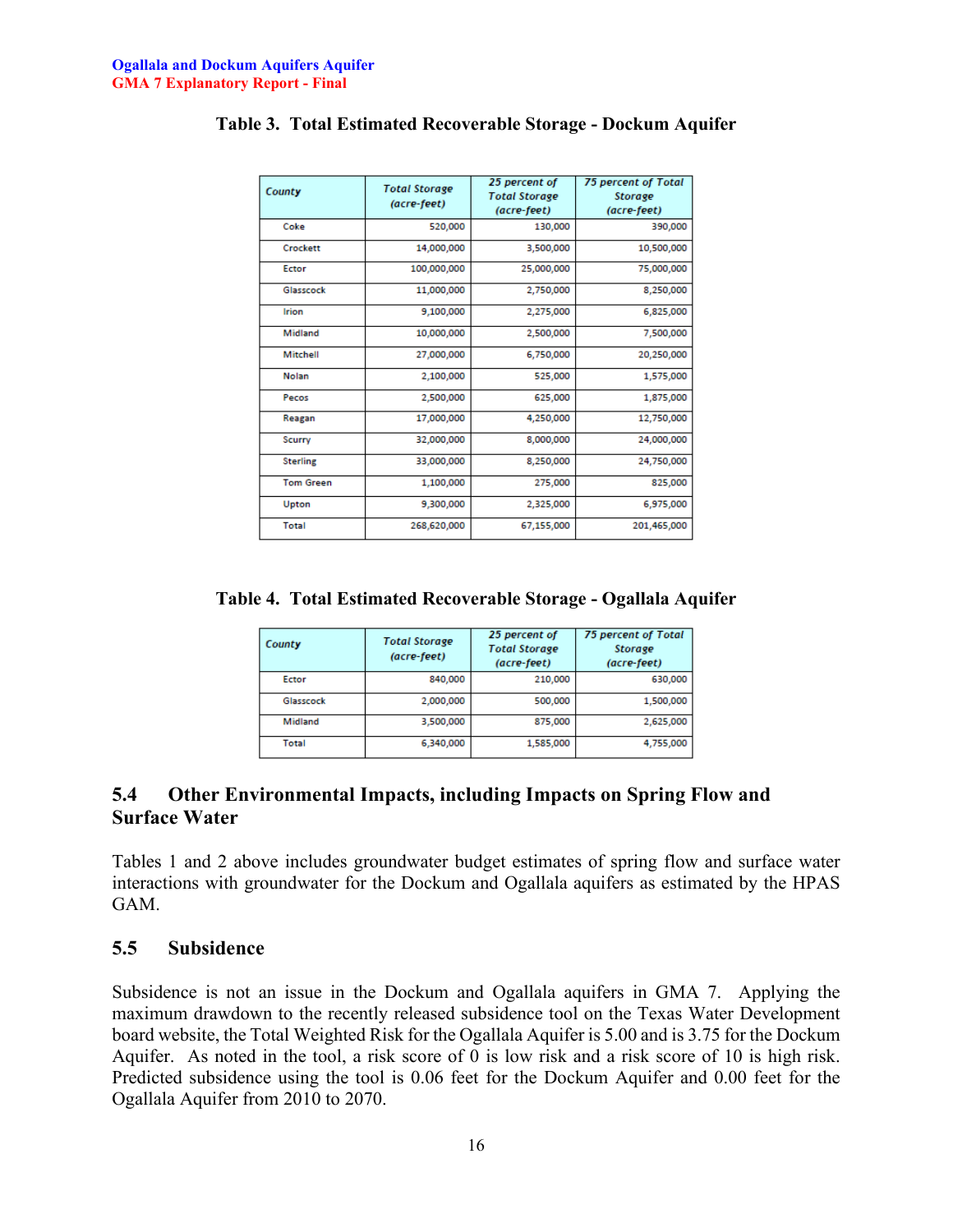**Table 3. Total Estimated Recoverable Storage - Dockum Aquifer**

| County | Total Storage (acre-feet) | 25 percent of Total Storage (acre-feet) | 75 percent of Total Storage (acre-feet) |
|---|---|---|---|
| Coke | 520,000 | 130,000 | 390,000 |
| Crockett | 14,000,000 | 3,500,000 | 10,500,000 |
| Ector | 100,000,000 | 25,000,000 | 75,000,000 |
| Glasscock | 11,000,000 | 2,750,000 | 8,250,000 |
| Irion | 9,100,000 | 2,275,000 | 6,825,000 |
| Midland | 10,000,000 | 2,500,000 | 7,500,000 |
| Mitchell | 27,000,000 | 6,750,000 | 20,250,000 |
| Nolan | 2,100,000 | 525,000 | 1,575,000 |
| Pecos | 2,500,000 | 625,000 | 1,875,000 |
| Reagan | 17,000,000 | 4,250,000 | 12,750,000 |
| Scurry | 32,000,000 | 8,000,000 | 24,000,000 |
| Sterling | 33,000,000 | 8,250,000 | 24,750,000 |
| Tom Green | 1,100,000 | 275,000 | 825,000 |
| Upton | 9,300,000 | 2,325,000 | 6,975,000 |
| Total | 268,620,000 | 67,155,000 | 201,465,000 |

**Table 4. Total Estimated Recoverable Storage - Ogallala Aquifer**

| County | Total Storage (acre-feet) | 25 percent of Total Storage (acre-feet) | 75 percent of Total Storage (acre-feet) |
|---|---|---|---|
| Ector | 840,000 | 210,000 | 630,000 |
| Glasscock | 2,000,000 | 500,000 | 1,500,000 |
| Midland | 3,500,000 | 875,000 | 2,625,000 |
| Total | 6,340,000 | 1,585,000 | 4,755,000 |

## 5.4 Other Environmental Impacts, including Impacts on Spring Flow and Surface Water

Tables 1 and 2 above includes groundwater budget estimates of spring flow and surface water interactions with groundwater for the Dockum and Ogallala aquifers as estimated by the HPAS GAM.

## 5.5 Subsidence

Subsidence is not an issue in the Dockum and Ogallala aquifers in GMA 7. Applying the maximum drawdown to the recently released subsidence tool on the Texas Water Development board website, the Total Weighted Risk for the Ogallala Aquifer is 5.00 and is 3.75 for the Dockum Aquifer. As noted in the tool, a risk score of 0 is low risk and a risk score of 10 is high risk. Predicted subsidence using the tool is 0.06 feet for the Dockum Aquifer and 0.00 feet for the Ogallala Aquifer from 2010 to 2070.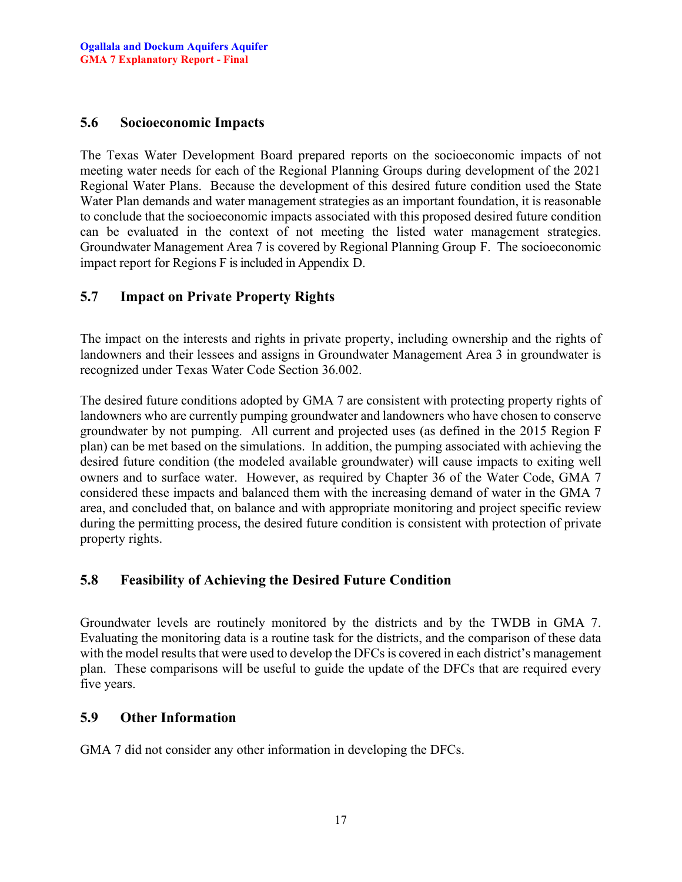## 5.6 Socioeconomic Impacts

The Texas Water Development Board prepared reports on the socioeconomic impacts of not meeting water needs for each of the Regional Planning Groups during development of the 2021 Regional Water Plans. Because the development of this desired future condition used the State Water Plan demands and water management strategies as an important foundation, it is reasonable to conclude that the socioeconomic impacts associated with this proposed desired future condition can be evaluated in the context of not meeting the listed water management strategies. Groundwater Management Area 7 is covered by Regional Planning Group F. The socioeconomic impact report for Regions F is included in Appendix D.

## 5.7 Impact on Private Property Rights

The impact on the interests and rights in private property, including ownership and the rights of landowners and their lessees and assigns in Groundwater Management Area 3 in groundwater is recognized under Texas Water Code Section 36.002.

The desired future conditions adopted by GMA 7 are consistent with protecting property rights of landowners who are currently pumping groundwater and landowners who have chosen to conserve groundwater by not pumping. All current and projected uses (as defined in the 2015 Region F plan) can be met based on the simulations. In addition, the pumping associated with achieving the desired future condition (the modeled available groundwater) will cause impacts to exiting well owners and to surface water. However, as required by Chapter 36 of the Water Code, GMA 7 considered these impacts and balanced them with the increasing demand of water in the GMA 7 area, and concluded that, on balance and with appropriate monitoring and project specific review during the permitting process, the desired future condition is consistent with protection of private property rights.

## 5.8 Feasibility of Achieving the Desired Future Condition

Groundwater levels are routinely monitored by the districts and by the TWDB in GMA 7. Evaluating the monitoring data is a routine task for the districts, and the comparison of these data with the model results that were used to develop the DFCs is covered in each district's management plan. These comparisons will be useful to guide the update of the DFCs that are required every five years.

## 5.9 Other Information

GMA 7 did not consider any other information in developing the DFCs.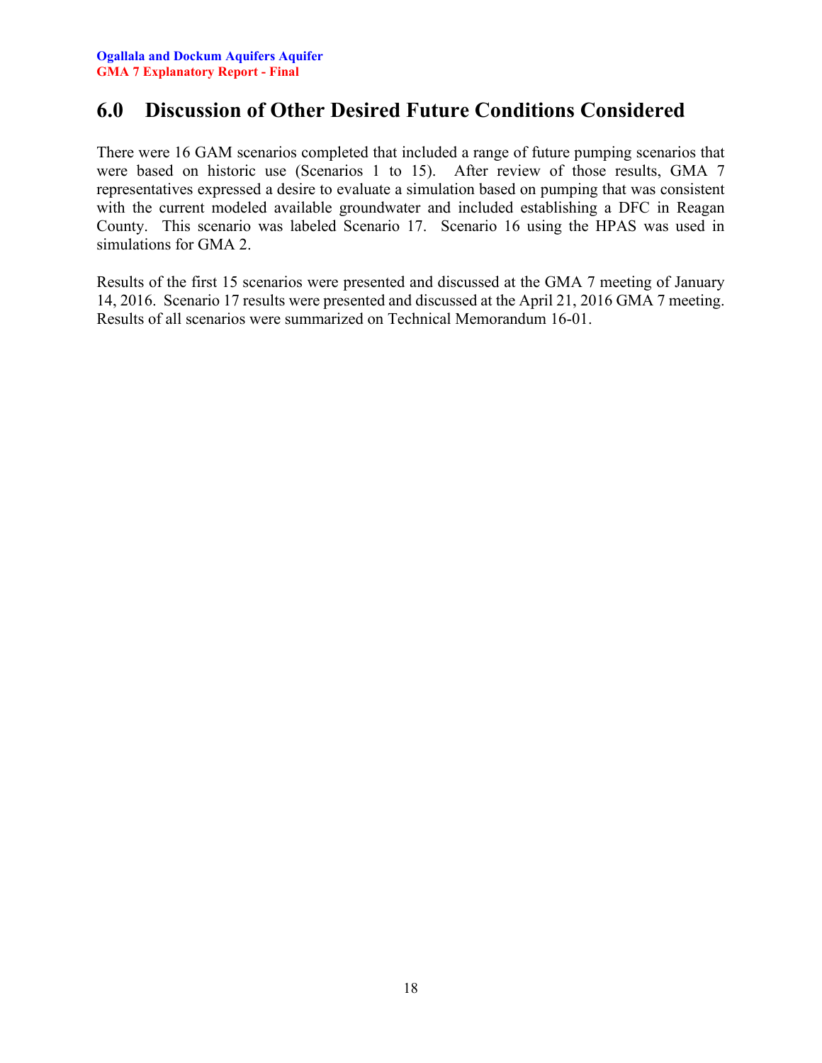## 6.0 Discussion of Other Desired Future Conditions Considered

There were 16 GAM scenarios completed that included a range of future pumping scenarios that were based on historic use (Scenarios 1 to 15). After review of those results, GMA 7 representatives expressed a desire to evaluate a simulation based on pumping that was consistent with the current modeled available groundwater and included establishing a DFC in Reagan County. This scenario was labeled Scenario 17. Scenario 16 using the HPAS was used in simulations for GMA 2.

Results of the first 15 scenarios were presented and discussed at the GMA 7 meeting of January 14, 2016. Scenario 17 results were presented and discussed at the April 21, 2016 GMA 7 meeting. Results of all scenarios were summarized on Technical Memorandum 16-01.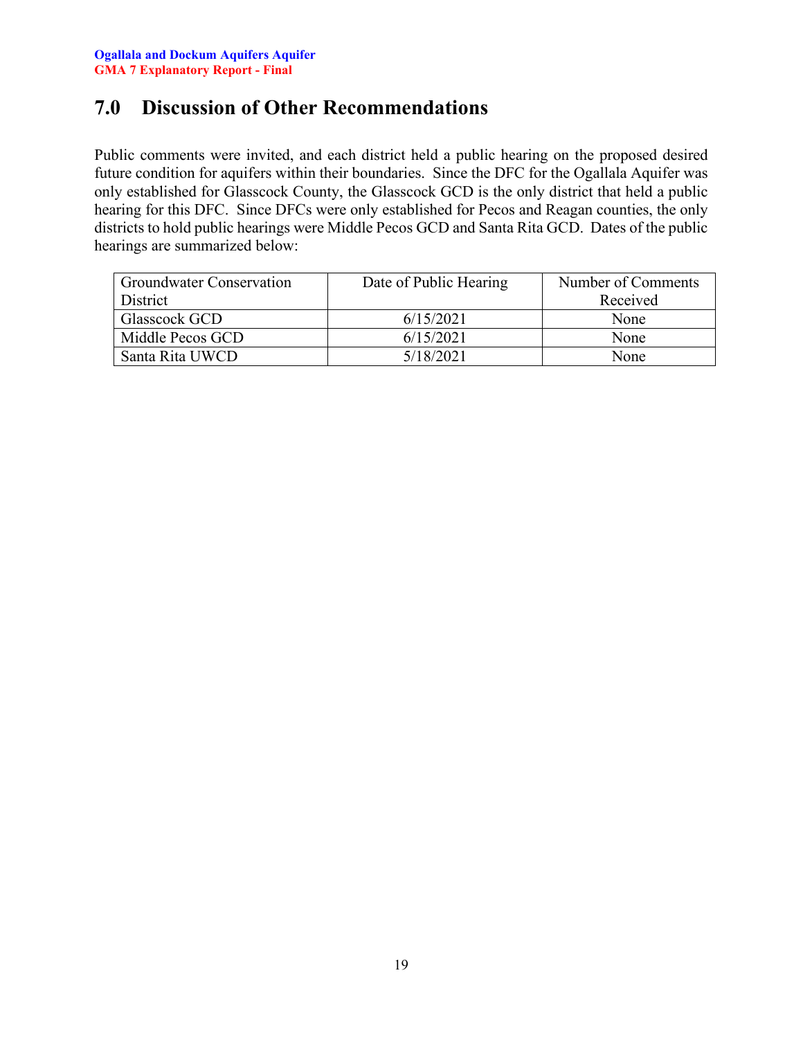# 7.0 Discussion of Other Recommendations

Public comments were invited, and each district held a public hearing on the proposed desired future condition for aquifers within their boundaries. Since the DFC for the Ogallala Aquifer was only established for Glasscock County, the Glasscock GCD is the only district that held a public hearing for this DFC. Since DFCs were only established for Pecos and Reagan counties, the only districts to hold public hearings were Middle Pecos GCD and Santa Rita GCD. Dates of the public hearings are summarized below:

| Groundwater Conservation District | Date of Public Hearing | Number of Comments Received |
|---|---|---|
| Glasscock GCD | 6/15/2021 | None |
| Middle Pecos GCD | 6/15/2021 | None |
| Santa Rita UWCD | 5/18/2021 | None |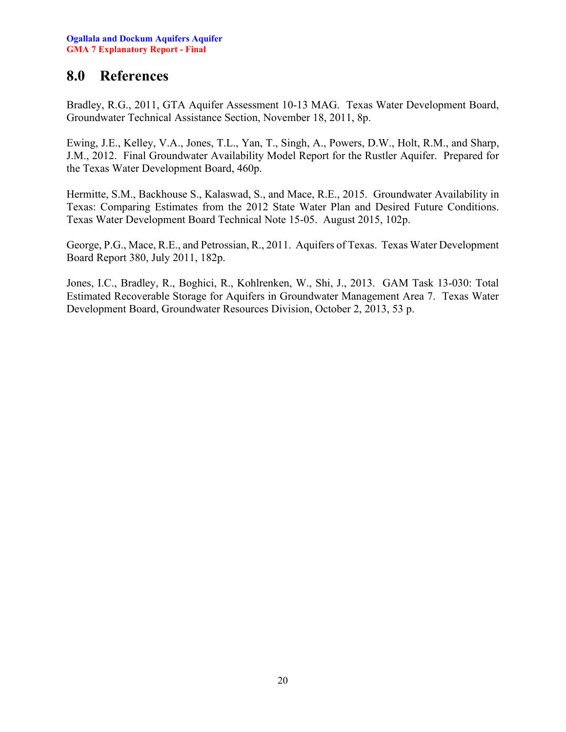## 8.0 References

Bradley, R.G., 2011, GTA Aquifer Assessment 10-13 MAG. Texas Water Development Board, Groundwater Technical Assistance Section, November 18, 2011, 8p.

Ewing, J.E., Kelley, V.A., Jones, T.L., Yan, T., Singh, A., Powers, D.W., Holt, R.M., and Sharp, J.M., 2012. Final Groundwater Availability Model Report for the Rustler Aquifer. Prepared for the Texas Water Development Board, 460p.

Hermitte, S.M., Backhouse S., Kalaswad, S., and Mace, R.E., 2015. Groundwater Availability in Texas: Comparing Estimates from the 2012 State Water Plan and Desired Future Conditions. Texas Water Development Board Technical Note 15-05. August 2015, 102p.

George, P.G., Mace, R.E., and Petrossian, R., 2011. Aquifers of Texas. Texas Water Development Board Report 380, July 2011, 182p.

Jones, I.C., Bradley, R., Boghici, R., Kohlrenken, W., Shi, J., 2013. GAM Task 13-030: Total Estimated Recoverable Storage for Aquifers in Groundwater Management Area 7. Texas Water Development Board, Groundwater Resources Division, October 2, 2013, 53 p.